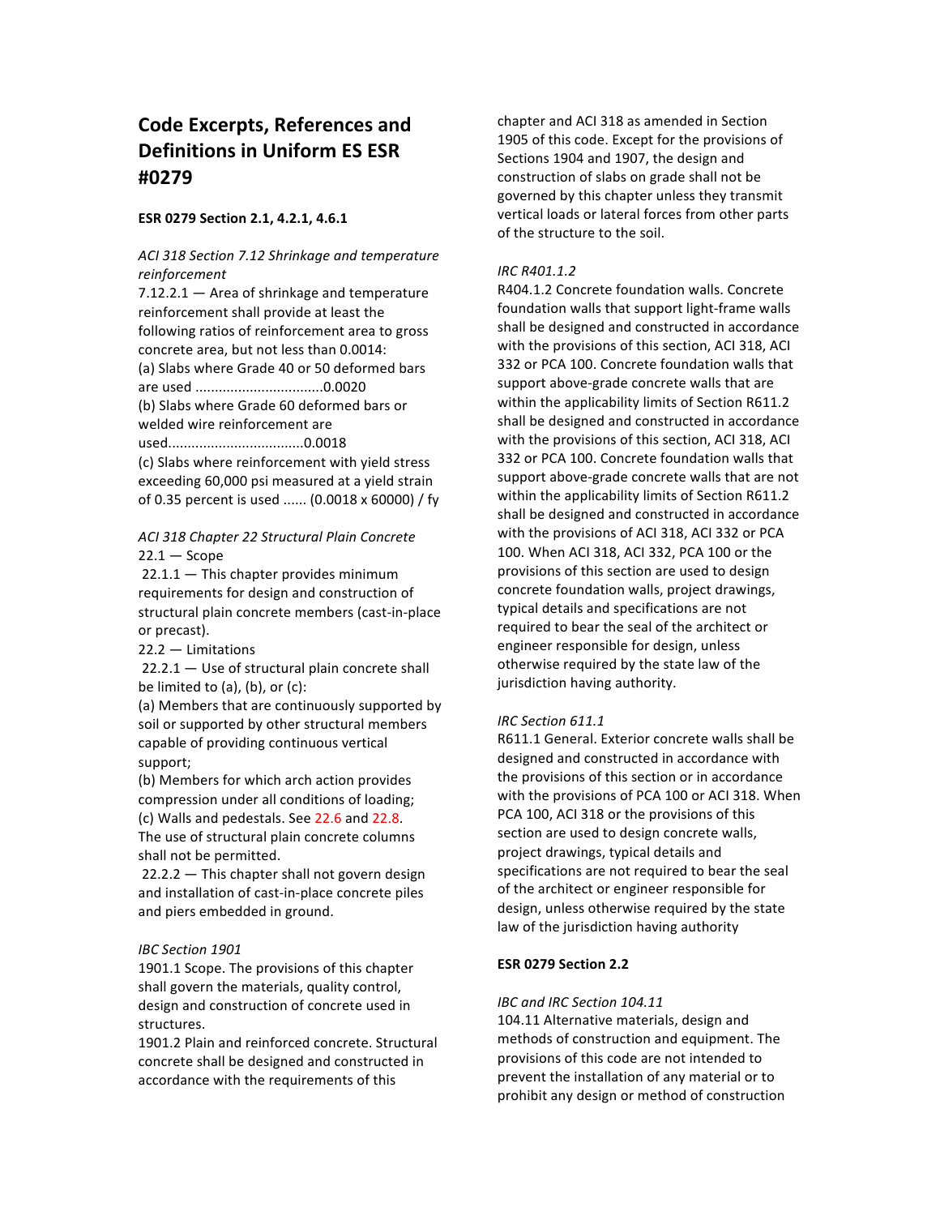# Code Excerpts, References and Definitions in Uniform ES ESR #0279

**ESR 0279 Section 2.1, 4.2.1, 4.6.1**

*ACI 318 Section 7.12 Shrinkage and temperature reinforcement*

7.12.2.1 — Area of shrinkage and temperature reinforcement shall provide at least the following ratios of reinforcement area to gross concrete area, but not less than 0.0014:

(a) Slabs where Grade 40 or 50 deformed bars are used ................................0.0020

(b) Slabs where Grade 60 deformed bars or welded wire reinforcement are used..................................0.0018

(c) Slabs where reinforcement with yield stress exceeding 60,000 psi measured at a yield strain of 0.35 percent is used ...... (0.0018 x 60000) / fy

*ACI 318 Chapter 22 Structural Plain Concrete*

22.1 — Scope

22.1.1 — This chapter provides minimum requirements for design and construction of structural plain concrete members (cast-in-place or precast).

22.2 — Limitations

22.2.1 — Use of structural plain concrete shall be limited to (a), (b), or (c):

(a) Members that are continuously supported by soil or supported by other structural members capable of providing continuous vertical support;

(b) Members for which arch action provides compression under all conditions of loading;

(c) Walls and pedestals. See 22.6 and 22.8.

The use of structural plain concrete columns shall not be permitted.

22.2.2 — This chapter shall not govern design and installation of cast-in-place concrete piles and piers embedded in ground.

*IBC Section 1901*

1901.1 Scope. The provisions of this chapter shall govern the materials, quality control, design and construction of concrete used in structures.

1901.2 Plain and reinforced concrete. Structural concrete shall be designed and constructed in accordance with the requirements of this chapter and ACI 318 as amended in Section 1905 of this code. Except for the provisions of Sections 1904 and 1907, the design and construction of slabs on grade shall not be governed by this chapter unless they transmit vertical loads or lateral forces from other parts of the structure to the soil.

*IRC R401.1.2*

R404.1.2 Concrete foundation walls. Concrete foundation walls that support light-frame walls shall be designed and constructed in accordance with the provisions of this section, ACI 318, ACI 332 or PCA 100. Concrete foundation walls that support above-grade concrete walls that are within the applicability limits of Section R611.2 shall be designed and constructed in accordance with the provisions of this section, ACI 318, ACI 332 or PCA 100. Concrete foundation walls that support above-grade concrete walls that are not within the applicability limits of Section R611.2 shall be designed and constructed in accordance with the provisions of ACI 318, ACI 332 or PCA 100. When ACI 318, ACI 332, PCA 100 or the provisions of this section are used to design concrete foundation walls, project drawings, typical details and specifications are not required to bear the seal of the architect or engineer responsible for design, unless otherwise required by the state law of the jurisdiction having authority.

*IRC Section 611.1*

R611.1 General. Exterior concrete walls shall be designed and constructed in accordance with the provisions of this section or in accordance with the provisions of PCA 100 or ACI 318. When PCA 100, ACI 318 or the provisions of this section are used to design concrete walls, project drawings, typical details and specifications are not required to bear the seal of the architect or engineer responsible for design, unless otherwise required by the state law of the jurisdiction having authority

**ESR 0279 Section 2.2**

*IBC and IRC Section 104.11*

104.11 Alternative materials, design and methods of construction and equipment. The provisions of this code are not intended to prevent the installation of any material or to prohibit any design or method of construction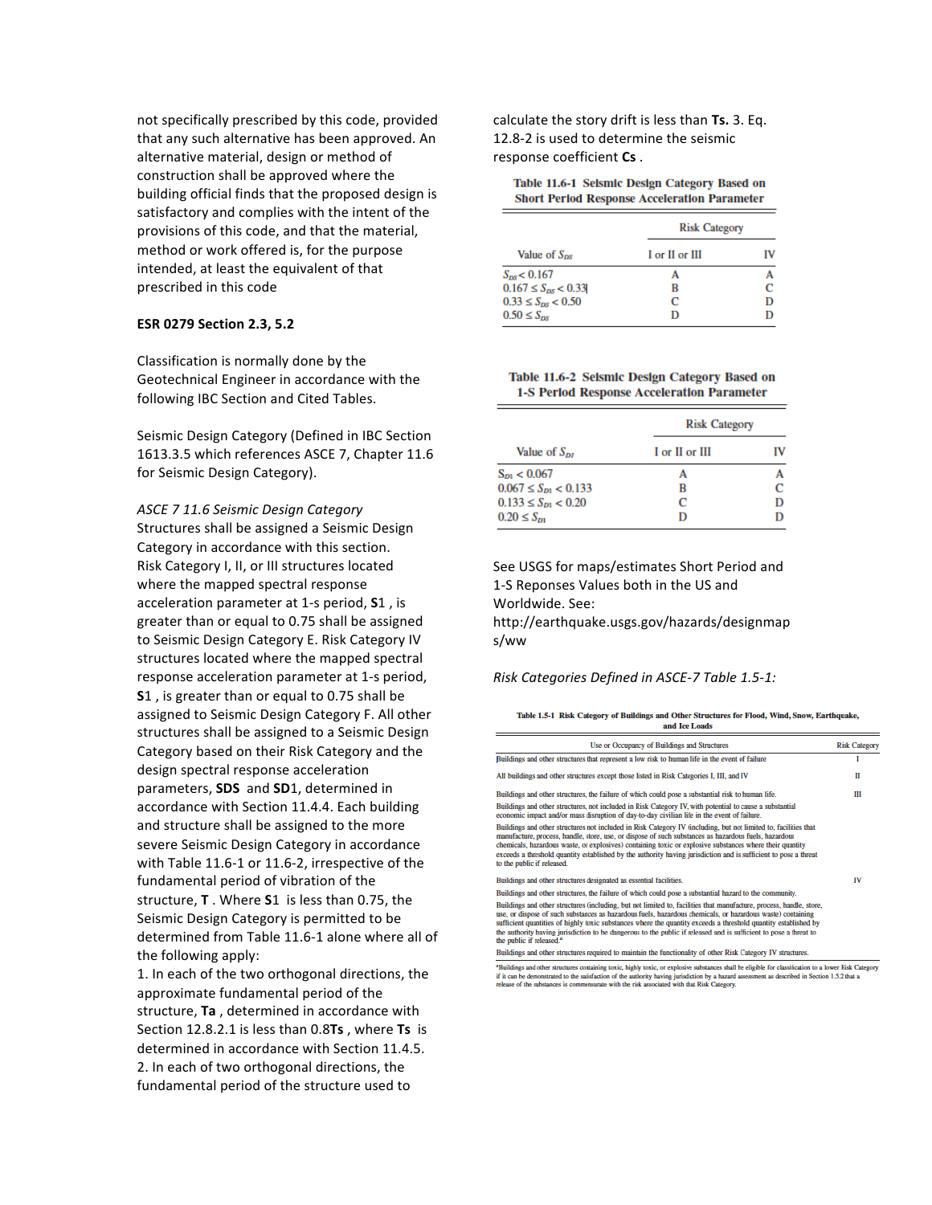not specifically prescribed by this code, provided that any such alternative has been approved. An alternative material, design or method of construction shall be approved where the building official finds that the proposed design is satisfactory and complies with the intent of the provisions of this code, and that the material, method or work offered is, for the purpose intended, at least the equivalent of that prescribed in this code

**ESR 0279 Section 2.3, 5.2**

Classification is normally done by the Geotechnical Engineer in accordance with the following IBC Section and Cited Tables.

Seismic Design Category (Defined in IBC Section 1613.3.5 which references ASCE 7, Chapter 11.6 for Seismic Design Category).

*ASCE 7 11.6 Seismic Design Category*
Structures shall be assigned a Seismic Design Category in accordance with this section. Risk Category I, II, or III structures located where the mapped spectral response acceleration parameter at 1-s period, **$S_1$** , is greater than or equal to 0.75 shall be assigned to Seismic Design Category E. Risk Category IV structures located where the mapped spectral response acceleration parameter at 1-s period, **$S_1$** , is greater than or equal to 0.75 shall be assigned to Seismic Design Category F. All other structures shall be assigned to a Seismic Design Category based on their Risk Category and the design spectral response acceleration parameters, **$S_{DS}$** and **$S_{D1}$**, determined in accordance with Section 11.4.4. Each building and structure shall be assigned to the more severe Seismic Design Category in accordance with Table 11.6-1 or 11.6-2, irrespective of the fundamental period of vibration of the structure, **$T$** . Where **$S_1$** is less than 0.75, the Seismic Design Category is permitted to be determined from Table 11.6-1 alone where all of the following apply:

1. In each of the two orthogonal directions, the approximate fundamental period of the structure, **$T_a$** , determined in accordance with Section 12.8.2.1 is less than 0.8**$T_s$** , where **$T_s$** is determined in accordance with Section 11.4.5.
2. In each of two orthogonal directions, the fundamental period of the structure used to calculate the story drift is less than **$T_s$**.
3. Eq. 12.8-2 is used to determine the seismic response coefficient **$C_s$** .

**Table 11.6-1 Seismic Design Category Based on Short Period Response Acceleration Parameter**

| Value of $S_{DS}$ | Risk Category I or II or III | Risk Category IV |
|---|---|---|
| $S_{DS} < 0.167$ | A | A |
| $0.167 \le S_{DS} < 0.33$ | B | C |
| $0.33 \le S_{DS} < 0.50$ | C | D |
| $0.50 \le S_{DS}$ | D | D |

**Table 11.6-2 Seismic Design Category Based on 1-S Period Response Acceleration Parameter**

| Value of $S_{D1}$ | Risk Category I or II or III | Risk Category IV |
|---|---|---|
| $S_{D1} < 0.067$ | A | A |
| $0.067 \le S_{D1} < 0.133$ | B | C |
| $0.133 \le S_{D1} < 0.20$ | C | D |
| $0.20 \le S_{D1}$ | D | D |

See USGS for maps/estimates Short Period and 1-S Reponses Values both in the US and Worldwide. See: http://earthquake.usgs.gov/hazards/designmaps/ww

*Risk Categories Defined in ASCE-7 Table 1.5-1:*

**Table 1.5-1 Risk Category of Buildings and Other Structures for Flood, Wind, Snow, Earthquake, and Ice Loads**

| Use or Occupancy of Buildings and Structures | Risk Category |
|---|---|
| Buildings and other structures that represent a low risk to human life in the event of failure | I |
| All buildings and other structures except those listed in Risk Categories I, III, and IV | II |
| Buildings and other structures, the failure of which could pose a substantial risk to human life.<br>Buildings and other structures, not included in Risk Category IV, with potential to cause a substantial economic impact and/or mass disruption of day-to-day civilian life in the event of failure.<br>Buildings and other structures not included in Risk Category IV (including, but not limited to, facilities that manufacture, process, handle, store, use, or dispose of such substances as hazardous fuels, hazardous chemicals, hazardous waste, or explosives) containing toxic or explosive substances where their quantity exceeds a threshold quantity established by the authority having jurisdiction and is sufficient to pose a threat to the public if released. | III |
| Buildings and other structures designated as essential facilities.<br>Buildings and other structures, the failure of which could pose a substantial hazard to the community.<br>Buildings and other structures (including, but not limited to, facilities that manufacture, process, handle, store, use, or dispose of such substances as hazardous fuels, hazardous chemicals, or hazardous waste) containing sufficient quantities of highly toxic substances where the quantity exceeds a threshold quantity established by the authority having jurisdiction to be dangerous to the public if released and is sufficient to pose a threat to the public if released.[a]<br>Buildings and other structures required to maintain the functionality of other Risk Category IV structures. | IV |

[a]Buildings and other structures containing toxic, highly toxic, or explosive substances shall be eligible for classification to a lower Risk Category if it can be demonstrated to the satisfaction of the authority having jurisdiction by a hazard assessment as described in Section 1.5.2 that a release of the substances is commensurate with the risk associated with that Risk Category.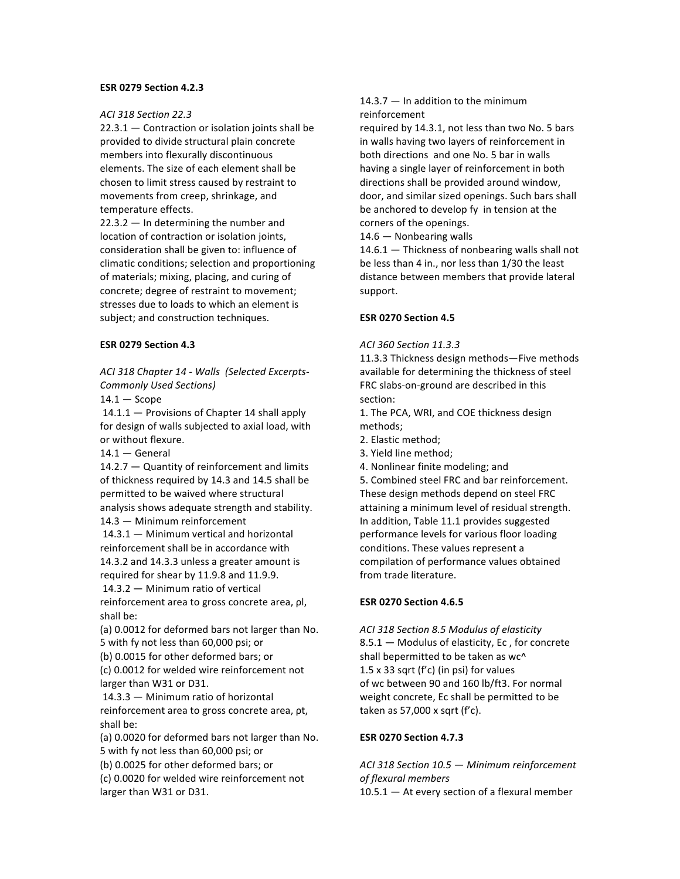**ESR 0279 Section 4.2.3**

*ACI 318 Section 22.3*

22.3.1 — Contraction or isolation joints shall be provided to divide structural plain concrete members into flexurally discontinuous elements. The size of each element shall be chosen to limit stress caused by restraint to movements from creep, shrinkage, and temperature effects.

22.3.2 — In determining the number and location of contraction or isolation joints, consideration shall be given to: influence of climatic conditions; selection and proportioning of materials; mixing, placing, and curing of concrete; degree of restraint to movement; stresses due to loads to which an element is subject; and construction techniques.

**ESR 0279 Section 4.3**

*ACI 318 Chapter 14 - Walls (Selected Excerpts- Commonly Used Sections)*

14.1 — Scope

14.1.1 — Provisions of Chapter 14 shall apply for design of walls subjected to axial load, with or without flexure.

14.1 — General

14.2.7 — Quantity of reinforcement and limits of thickness required by 14.3 and 14.5 shall be permitted to be waived where structural analysis shows adequate strength and stability.

14.3 — Minimum reinforcement

14.3.1 — Minimum vertical and horizontal reinforcement shall be in accordance with 14.3.2 and 14.3.3 unless a greater amount is required for shear by 11.9.8 and 11.9.9.

14.3.2 — Minimum ratio of vertical reinforcement area to gross concrete area, $\rho_l$, shall be:

(a) 0.0012 for deformed bars not larger than No. 5 with $f_y$ not less than 60,000 psi; or

(b) 0.0015 for other deformed bars; or

(c) 0.0012 for welded wire reinforcement not larger than W31 or D31.

14.3.3 — Minimum ratio of horizontal reinforcement area to gross concrete area, $\rho_t$, shall be:

(a) 0.0020 for deformed bars not larger than No. 5 with $f_y$ not less than 60,000 psi; or

(b) 0.0025 for other deformed bars; or

(c) 0.0020 for welded wire reinforcement not larger than W31 or D31.

14.3.7 — In addition to the minimum reinforcement required by 14.3.1, not less than two No. 5 bars in walls having two layers of reinforcement in both directions and one No. 5 bar in walls having a single layer of reinforcement in both directions shall be provided around window, door, and similar sized openings. Such bars shall be anchored to develop $f_y$ in tension at the corners of the openings.

14.6 — Nonbearing walls

14.6.1 — Thickness of nonbearing walls shall not be less than 4 in., nor less than 1/30 the least distance between members that provide lateral support.

**ESR 0270 Section 4.5**

*ACI 360 Section 11.3.3*

11.3.3 Thickness design methods—Five methods available for determining the thickness of steel FRC slabs-on-ground are described in this section:

1. The PCA, WRI, and COE thickness design methods;
2. Elastic method;
3. Yield line method;
4. Nonlinear finite modeling; and
5. Combined steel FRC and bar reinforcement.

These design methods depend on steel FRC attaining a minimum level of residual strength. In addition, Table 11.1 provides suggested performance levels for various floor loading conditions. These values represent a compilation of performance values obtained from trade literature.

**ESR 0270 Section 4.6.5**

*ACI 318 Section 8.5 Modulus of elasticity*

8.5.1 — Modulus of elasticity, $E_c$, for concrete shall bepermitted to be taken as $w_c^{1.5} \times 33\sqrt{f'_c}$ (in psi) for values of $w_c$ between 90 and 160 lb/ft3. For normal weight concrete, $E_c$ shall be permitted to be taken as $57{,}000 \times \sqrt{f'_c}$.

**ESR 0270 Section 4.7.3**

*ACI 318 Section 10.5 — Minimum reinforcement of flexural members*

10.5.1 — At every section of a flexural member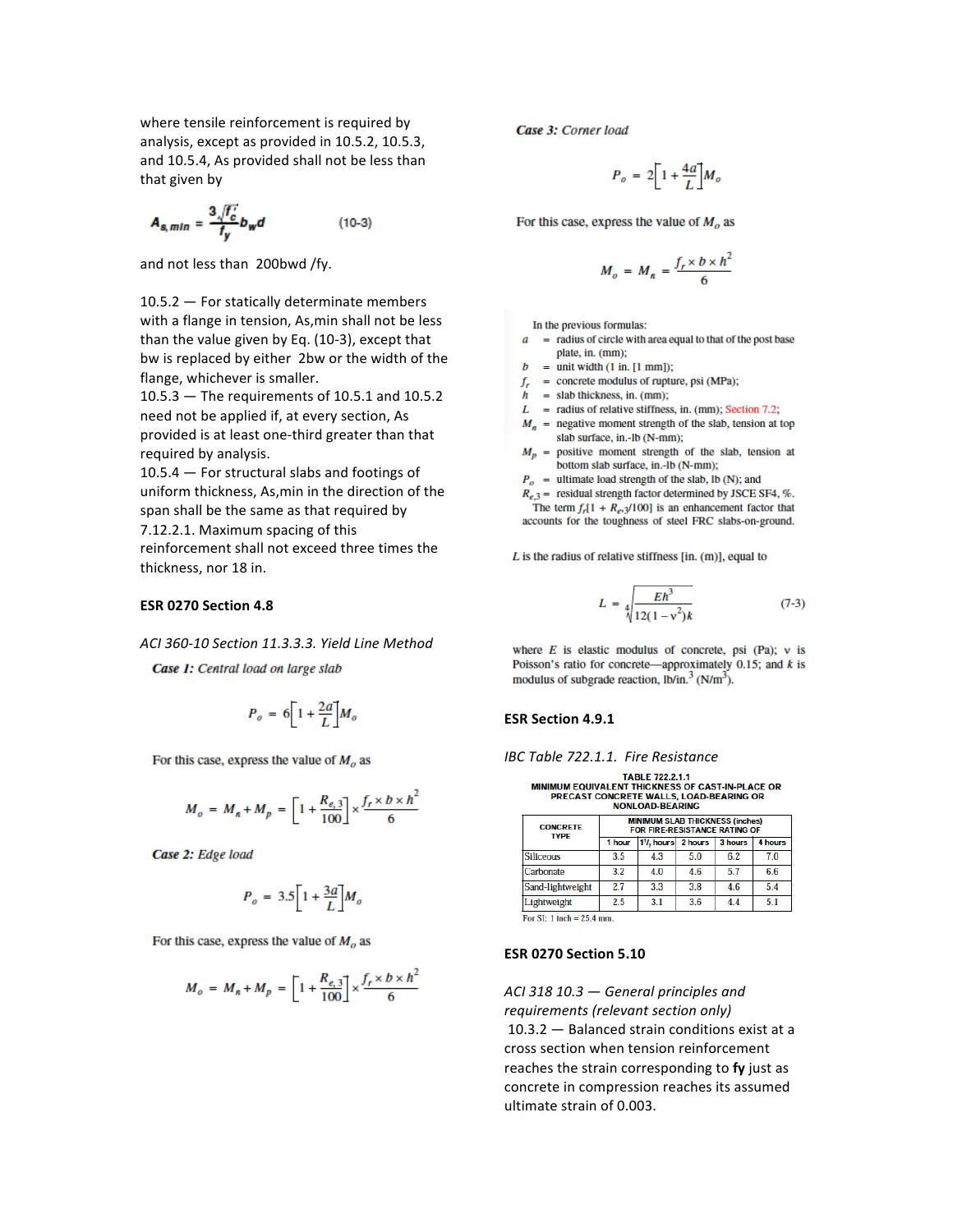where tensile reinforcement is required by analysis, except as provided in 10.5.2, 10.5.3, and 10.5.4, As provided shall not be less than that given by

$$A_{s,min} = \frac{3\sqrt{f'_c}}{f_y} b_w d \qquad (10\text{-}3)$$

and not less than 200bwd /fy.

10.5.2 — For statically determinate members with a flange in tension, As,min shall not be less than the value given by Eq. (10-3), except that bw is replaced by either 2bw or the width of the flange, whichever is smaller.

10.5.3 — The requirements of 10.5.1 and 10.5.2 need not be applied if, at every section, As provided is at least one-third greater than that required by analysis.

10.5.4 — For structural slabs and footings of uniform thickness, As,min in the direction of the span shall be the same as that required by 7.12.2.1. Maximum spacing of this reinforcement shall not exceed three times the thickness, nor 18 in.

**ESR 0270 Section 4.8**

*ACI 360-10 Section 11.3.3.3. Yield Line Method*

*Case 1: Central load on large slab*

$$P_o = 6\left[1 + \frac{2a}{L}\right]M_o$$

For this case, express the value of $M_o$ as

$$M_o = M_n + M_p = \left[1 + \frac{R_{e,3}}{100}\right] \times \frac{f_r \times b \times h^2}{6}$$

*Case 2: Edge load*

$$P_o = 3.5\left[1 + \frac{3a}{L}\right]M_o$$

For this case, express the value of $M_o$ as

$$M_o = M_n + M_p = \left[1 + \frac{R_{e,3}}{100}\right] \times \frac{f_r \times b \times h^2}{6}$$

*Case 3: Corner load*

$$P_o = 2\left[1 + \frac{4a}{L}\right]M_o$$

For this case, express the value of $M_o$ as

$$M_o = M_n = \frac{f_r \times b \times h^2}{6}$$

In the previous formulas:

- $a$ = radius of circle with area equal to that of the post base plate, in. (mm);
- $b$ = unit width (1 in. [1 mm]);
- $f_r$ = concrete modulus of rupture, psi (MPa);
- $h$ = slab thickness, in. (mm);
- $L$ = radius of relative stiffness, in. (mm); Section 7.2;
- $M_n$ = negative moment strength of the slab, tension at top slab surface, in.-lb (N-mm);
- $M_p$ = positive moment strength of the slab, tension at bottom slab surface, in.-lb (N-mm);
- $P_o$ = ultimate load strength of the slab, lb (N); and
- $R_{e,3}$ = residual strength factor determined by JSCE SF4, %.

The term $f_r[1 + R_{e,3}/100]$ is an enhancement factor that accounts for the toughness of steel FRC slabs-on-ground.

$L$ is the radius of relative stiffness [in. (m)], equal to

$$L = \sqrt[4]{\frac{Eh^3}{12(1-\nu^2)k}} \qquad (7\text{-}3)$$

where $E$ is elastic modulus of concrete, psi (Pa); $\nu$ is Poisson's ratio for concrete—approximately 0.15; and $k$ is modulus of subgrade reaction, lb/in.$^3$ (N/m$^3$).

**ESR Section 4.9.1**

*IBC Table 722.1.1. Fire Resistance*

TABLE 722.2.1.1
MINIMUM EQUIVALENT THICKNESS OF CAST-IN-PLACE OR PRECAST CONCRETE WALLS, LOAD-BEARING OR NONLOAD-BEARING

| CONCRETE TYPE | MINIMUM SLAB THICKNESS (inches) FOR FIRE-RESISTANCE RATING OF | | | | |
|---|---|---|---|---|---|
| | 1 hour | 1½ hours | 2 hours | 3 hours | 4 hours |
| Siliceous | 3.5 | 4.3 | 5.0 | 6.2 | 7.0 |
| Carbonate | 3.2 | 4.0 | 4.6 | 5.7 | 6.6 |
| Sand-lightweight | 2.7 | 3.3 | 3.8 | 4.6 | 5.4 |
| Lightweight | 2.5 | 3.1 | 3.6 | 4.4 | 5.1 |

For SI: 1 inch = 25.4 mm.

**ESR 0270 Section 5.10**

*ACI 318 10.3 — General principles and requirements (relevant section only)*

10.3.2 — Balanced strain conditions exist at a cross section when tension reinforcement reaches the strain corresponding to **fy** just as concrete in compression reaches its assumed ultimate strain of 0.003.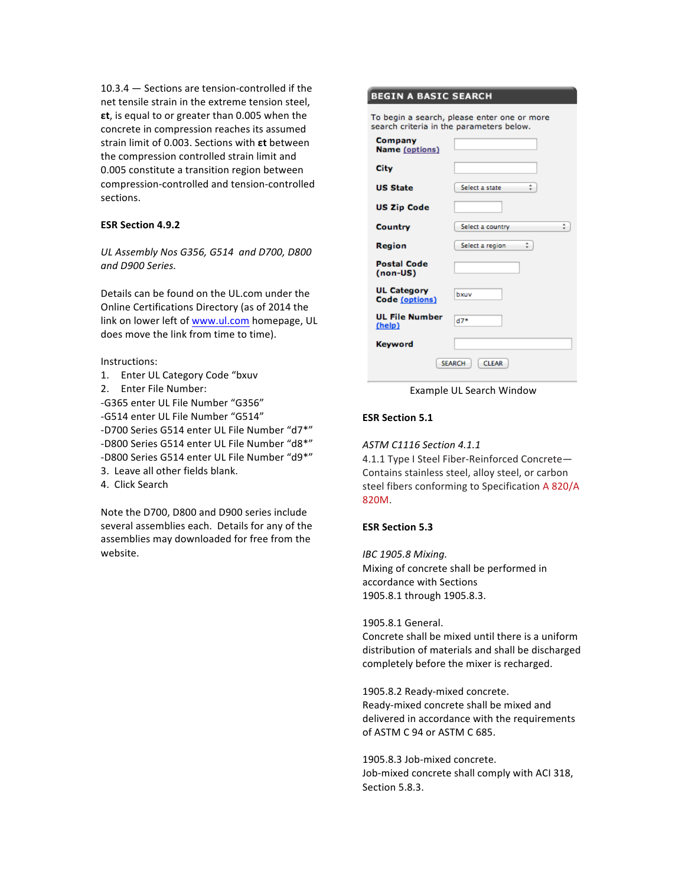10.3.4 — Sections are tension-controlled if the net tensile strain in the extreme tension steel, **εt**, is equal to or greater than 0.005 when the concrete in compression reaches its assumed strain limit of 0.003. Sections with **εt** between the compression controlled strain limit and 0.005 constitute a transition region between compression-controlled and tension-controlled sections.

**ESR Section 4.9.2**

*UL Assembly Nos G356, G514 and D700, D800 and D900 Series.*

Details can be found on the UL.com under the Online Certifications Directory (as of 2014 the link on lower left of www.ul.com homepage, UL does move the link from time to time).

Instructions:

1. Enter UL Category Code "bxuv
2. Enter File Number:

-G365 enter UL File Number "G356"
-G514 enter UL File Number "G514"
-D700 Series G514 enter UL File Number "d7*"
-D800 Series G514 enter UL File Number "d8*"
-D800 Series G514 enter UL File Number "d9*"

3. Leave all other fields blank.
4. Click Search

Note the D700, D800 and D900 series include several assemblies each. Details for any of the assemblies may downloaded for free from the website.

**BEGIN A BASIC SEARCH**

To begin a search, please enter one or more search criteria in the parameters below.

| Field | Value |
|---|---|
| Company Name (options) | |
| City | |
| US State | Select a state |
| US Zip Code | |
| Country | Select a country |
| Region | Select a region |
| Postal Code (non-US) | |
| UL Category Code (options) | bxuv |
| UL File Number (help) | d7* |
| Keyword | |

SEARCH CLEAR

Example UL Search Window

**ESR Section 5.1**

*ASTM C1116 Section 4.1.1*

4.1.1 Type I Steel Fiber-Reinforced Concrete—Contains stainless steel, alloy steel, or carbon steel fibers conforming to Specification A 820/A 820M.

**ESR Section 5.3**

*IBC 1905.8 Mixing.*

Mixing of concrete shall be performed in accordance with Sections 1905.8.1 through 1905.8.3.

1905.8.1 General.
Concrete shall be mixed until there is a uniform distribution of materials and shall be discharged completely before the mixer is recharged.

1905.8.2 Ready-mixed concrete.
Ready-mixed concrete shall be mixed and delivered in accordance with the requirements of ASTM C 94 or ASTM C 685.

1905.8.3 Job-mixed concrete.
Job-mixed concrete shall comply with ACI 318, Section 5.8.3.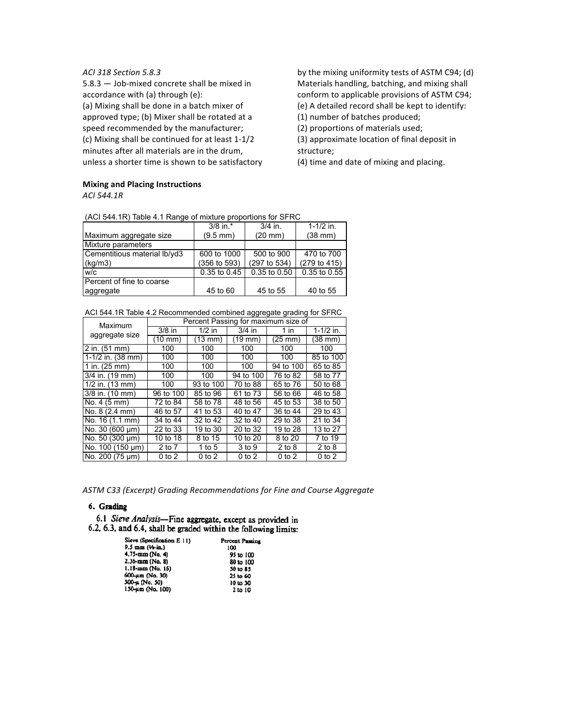*ACI 318 Section 5.8.3*

5.8.3 — Job-mixed concrete shall be mixed in accordance with (a) through (e):
(a) Mixing shall be done in a batch mixer of approved type; (b) Mixer shall be rotated at a speed recommended by the manufacturer;
(c) Mixing shall be continued for at least 1-1/2 minutes after all materials are in the drum, unless a shorter time is shown to be satisfactory by the mixing uniformity tests of ASTM C94; (d) Materials handling, batching, and mixing shall conform to applicable provisions of ASTM C94;
(e) A detailed record shall be kept to identify:
(1) number of batches produced;
(2) proportions of materials used;
(3) approximate location of final deposit in structure;
(4) time and date of mixing and placing.

**Mixing and Placing Instructions**

*ACI 544.1R*

(ACI 544.1R) Table 4.1 Range of mixture proportions for SFRC

| Maximum aggregate size | 3/8 in.* (9.5 mm) | 3/4 in. (20 mm) | 1-1/2 in. (38 mm) |
|---|---|---|---|
| Mixture parameters | | | |
| Cementitious material lb/yd3 (kg/m3) | 600 to 1000 (356 to 593) | 500 to 900 (297 to 534) | 470 to 700 (279 to 415) |
| w/c | 0.35 to 0.45 | 0.35 to 0.50 | 0.35 to 0.55 |
| Percent of fine to coarse aggregate | 45 to 60 | 45 to 55 | 40 to 55 |

ACI 544.1R Table 4.2 Recommended combined aggregate grading for SFRC

| Maximum aggregate size | Percent Passing for maximum size of | | | | |
|---|---|---|---|---|---|
| | 3/8 in (10 mm) | 1/2 in (13 mm) | 3/4 in (19 mm) | 1 in (25 mm) | 1-1/2 in. (38 mm) |
| 2 in. (51 mm) | 100 | 100 | 100 | 100 | 100 |
| 1-1/2 in. (38 mm) | 100 | 100 | 100 | 100 | 85 to 100 |
| 1 in. (25 mm) | 100 | 100 | 100 | 94 to 100 | 65 to 85 |
| 3/4 in. (19 mm) | 100 | 100 | 94 to 100 | 76 to 82 | 58 to 77 |
| 1/2 in. (13 mm) | 100 | 93 to 100 | 70 to 88 | 65 to 76 | 50 to 68 |
| 3/8 in. (10 mm) | 96 to 100 | 85 to 96 | 61 to 73 | 56 to 66 | 46 to 58 |
| No. 4 (5 mm) | 72 to 84 | 58 to 78 | 48 to 56 | 45 to 53 | 38 to 50 |
| No. 8 (2.4 mm) | 46 to 57 | 41 to 53 | 40 to 47 | 36 to 44 | 29 to 43 |
| No. 16 (1.1 mm) | 34 to 44 | 32 to 42 | 32 to 40 | 29 to 38 | 21 to 34 |
| No. 30 (600 μm) | 22 to 33 | 19 to 30 | 20 to 32 | 19 to 28 | 13 to 27 |
| No. 50 (300 μm) | 10 to 18 | 8 to 15 | 10 to 20 | 8 to 20 | 7 to 19 |
| No. 100 (150 μm) | 2 to 7 | 1 to 5 | 3 to 9 | 2 to 8 | 2 to 8 |
| No. 200 (75 μm) | 0 to 2 | 0 to 2 | 0 to 2 | 0 to 2 | 0 to 2 |

*ASTM C33 (Excerpt) Grading Recommendations for Fine and Course Aggregate*

**6. Grading**

6.1 *Sieve Analysis*—Fine aggregate, except as provided in 6.2, 6.3, and 6.4, shall be graded within the following limits:

| Sieve (Specification E 11) | Percent Passing |
|---|---|
| 9.5 mm (3/8-in.) | 100 |
| 4.75-mm (No. 4) | 95 to 100 |
| 2.36-mm (No. 8) | 80 to 100 |
| 1.18-mm (No. 16) | 50 to 85 |
| 600-μm (No. 30) | 25 to 60 |
| 300-μ (No. 50) | 10 to 30 |
| 150-μm (No. 100) | 2 to 10 |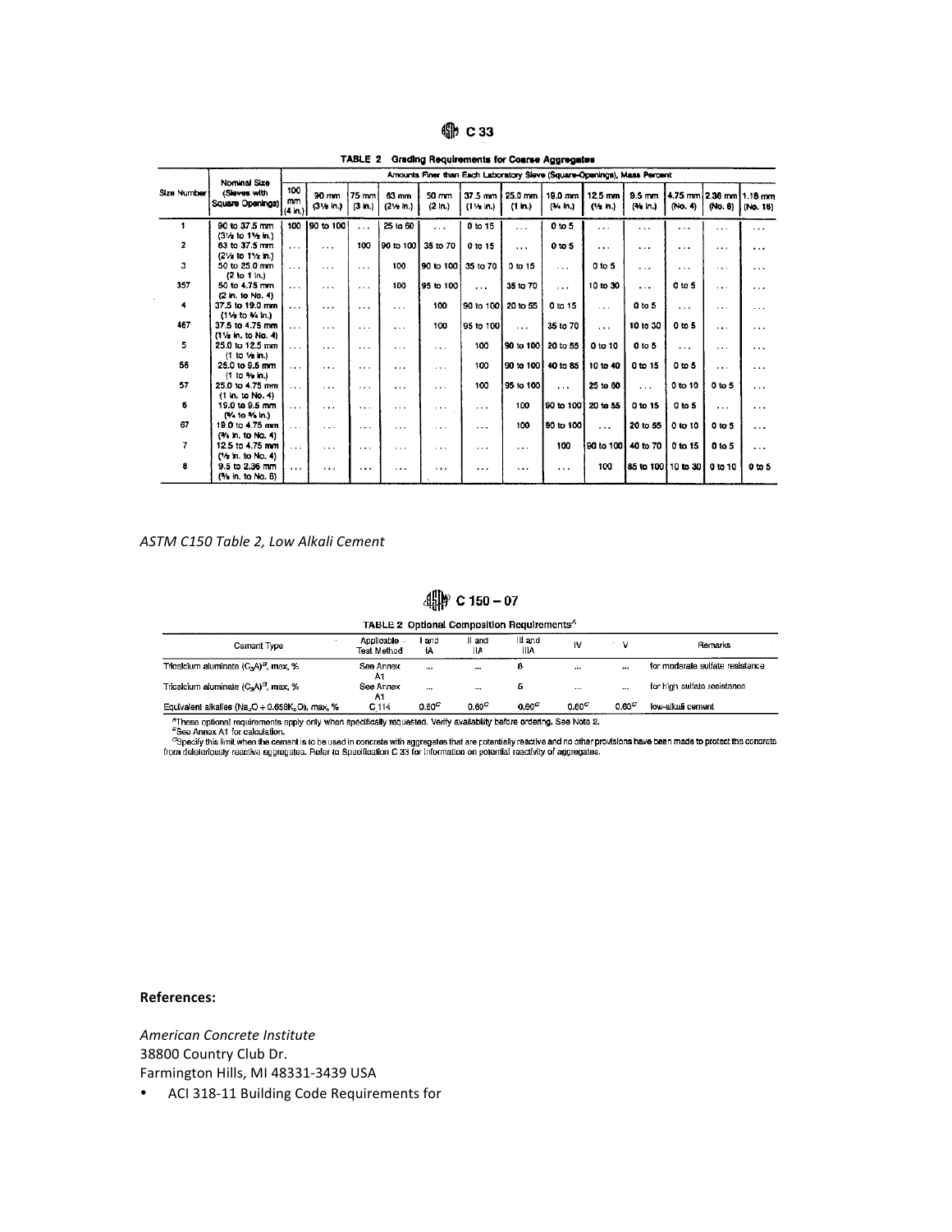C 33

**TABLE 2 Grading Requirements for Coarse Aggregates**

| Size Number | Nominal Size (Sieves with Square Openings) | Amounts Finer than Each Laboratory Sieve (Square-Openings), Mass Percent | | | | | | | | | | | | |
|---|---|---|---|---|---|---|---|---|---|---|---|---|---|---|
| | | 100 mm (4 in.) | 90 mm (3½ in.) | 75 mm (3 in.) | 63 mm (2½ in.) | 50 mm (2 in.) | 37.5 mm (1½ in.) | 25.0 mm (1 in.) | 19.0 mm (¾ in.) | 12.5 mm (½ in.) | 9.5 mm (⅜ in.) | 4.75 mm (No. 4) | 2.36 mm (No. 8) | 1.18 mm (No. 16) |
| 1 | 90 to 37.5 mm (3½ to 1½ in.) | 100 | 90 to 100 | ... | 25 to 60 | ... | 0 to 15 | ... | 0 to 5 | ... | ... | ... | ... | ... |
| 2 | 63 to 37.5 mm (2½ to 1½ in.) | ... | ... | 100 | 90 to 100 | 35 to 70 | 0 to 15 | ... | 0 to 5 | ... | ... | ... | ... | ... |
| 3 | 50 to 25.0 mm (2 to 1 in.) | ... | ... | ... | 100 | 90 to 100 | 35 to 70 | 0 to 15 | ... | 0 to 5 | ... | ... | ... | ... |
| 357 | 50 to 4.75 mm (2 in. to No. 4) | ... | ... | ... | 100 | 95 to 100 | ... | 35 to 70 | ... | 10 to 30 | ... | 0 to 5 | ... | ... |
| 4 | 37.5 to 19.0 mm (1½ to ¾ in.) | ... | ... | ... | ... | 100 | 90 to 100 | 20 to 55 | 0 to 15 | ... | 0 to 5 | ... | ... | ... |
| 467 | 37.5 to 4.75 mm (1½ in. to No. 4) | ... | ... | ... | ... | 100 | 95 to 100 | ... | 35 to 70 | ... | 10 to 30 | 0 to 5 | ... | ... |
| 5 | 25.0 to 12.5 mm (1 to ½ in.) | ... | ... | ... | ... | ... | 100 | 90 to 100 | 20 to 55 | 0 to 10 | 0 to 5 | ... | ... | ... |
| 56 | 25.0 to 9.5 mm (1 to ⅜ in.) | ... | ... | ... | ... | ... | 100 | 90 to 100 | 40 to 85 | 10 to 40 | 0 to 15 | 0 to 5 | ... | ... |
| 57 | 25.0 to 4.75 mm (1 in. to No. 4) | ... | ... | ... | ... | ... | 100 | 95 to 100 | ... | 25 to 60 | ... | 0 to 10 | 0 to 5 | ... |
| 6 | 19.0 to 9.5 mm (¾ to ⅜ in.) | ... | ... | ... | ... | ... | ... | 100 | 90 to 100 | 20 to 55 | 0 to 15 | 0 to 5 | ... | ... |
| 67 | 19.0 to 4.75 mm (¾ in. to No. 4) | ... | ... | ... | ... | ... | ... | 100 | 90 to 100 | ... | 20 to 55 | 0 to 10 | 0 to 5 | ... |
| 7 | 12.5 to 4.75 mm (½ in. to No. 4) | ... | ... | ... | ... | ... | ... | ... | 100 | 90 to 100 | 40 to 70 | 0 to 15 | 0 to 5 | ... |
| 8 | 9.5 to 2.36 mm (⅜ in. to No. 8) | ... | ... | ... | ... | ... | ... | ... | ... | 100 | 85 to 100 | 10 to 30 | 0 to 10 | 0 to 5 |

*ASTM C150 Table 2, Low Alkali Cement*

C 150 – 07

**TABLE 2 Optional Composition Requirements**[A]

| Cement Type | Applicable Test Method | I and IA | II and IIA | III and IIIA | IV | V | Remarks |
|---|---|---|---|---|---|---|---|
| Tricalcium aluminate ($C_3A$)[B], max, % | See Annex A1 | ... | ... | 8 | ... | ... | for moderate sulfate resistance |
| Tricalcium aluminate ($C_3A$)[B], max, % | See Annex A1 | ... | ... | 5 | ... | ... | for high sulfate resistance |
| Equivalent alkalies ($Na_2O + 0.658K_2O$), max, % | C 114 | 0.60[C] | 0.60[C] | 0.60[C] | 0.60[C] | 0.60[C] | low-alkali cement |

[A]These optional requirements apply only when specifically requested. Verify availability before ordering. See Note 2.
[B]See Annex A1 for calculation.
[C]Specify this limit when the cement is to be used in concrete with aggregates that are potentially reactive and no other provisions have been made to protect the concrete from deleteriously reactive aggregates. Refer to Specification C 33 for information on potential reactivity of aggregates.

**References:**

*American Concrete Institute*
38800 Country Club Dr.
Farmington Hills, MI 48331-3439 USA

- ACI 318-11 Building Code Requirements for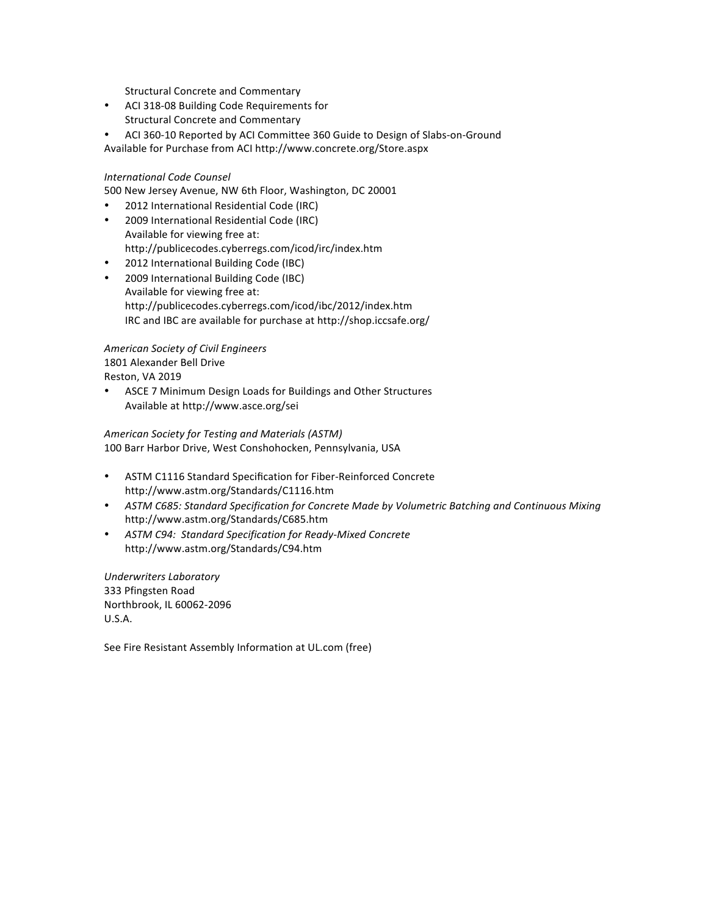Structural Concrete and Commentary

- ACI 318-08 Building Code Requirements for
  Structural Concrete and Commentary
- ACI 360-10 Reported by ACI Committee 360 Guide to Design of Slabs-on-Ground

Available for Purchase from ACI http://www.concrete.org/Store.aspx

*International Code Counsel*
500 New Jersey Avenue, NW 6th Floor, Washington, DC 20001

- 2012 International Residential Code (IRC)
- 2009 International Residential Code (IRC)
  Available for viewing free at:
  http://publicecodes.cyberregs.com/icod/irc/index.htm
- 2012 International Building Code (IBC)
- 2009 International Building Code (IBC)
  Available for viewing free at:
  http://publicecodes.cyberregs.com/icod/ibc/2012/index.htm
  IRC and IBC are available for purchase at http://shop.iccsafe.org/

*American Society of Civil Engineers*
1801 Alexander Bell Drive
Reston, VA 2019

- ASCE 7 Minimum Design Loads for Buildings and Other Structures
  Available at http://www.asce.org/sei

*American Society for Testing and Materials (ASTM)*
100 Barr Harbor Drive, West Conshohocken, Pennsylvania, USA

- ASTM C1116 Standard Specification for Fiber-Reinforced Concrete
  http://www.astm.org/Standards/C1116.htm
- *ASTM C685: Standard Specification for Concrete Made by Volumetric Batching and Continuous Mixing*
  http://www.astm.org/Standards/C685.htm
- *ASTM C94: Standard Specification for Ready-Mixed Concrete*
  http://www.astm.org/Standards/C94.htm

*Underwriters Laboratory*
333 Pfingsten Road
Northbrook, IL 60062-2096
U.S.A.

See Fire Resistant Assembly Information at UL.com (free)